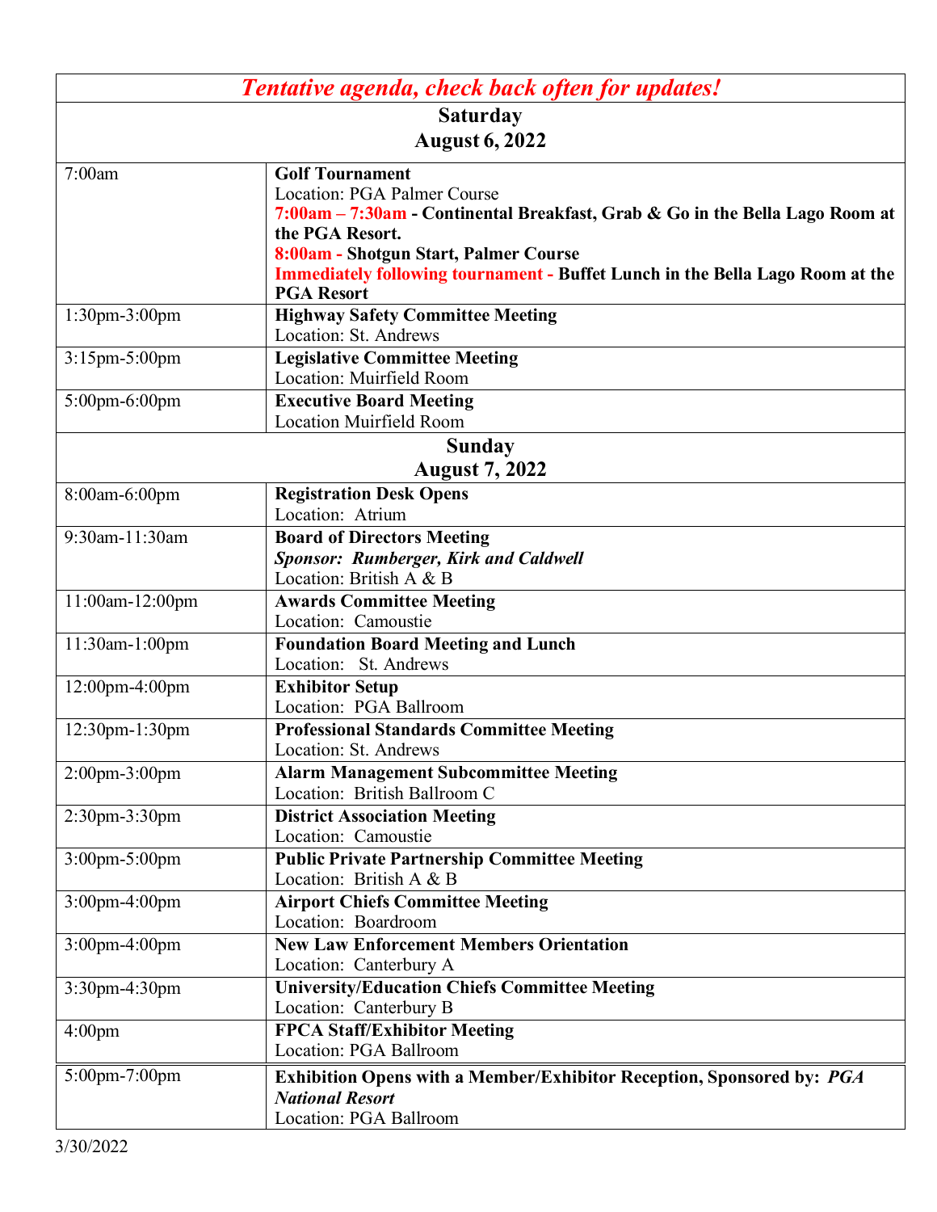***Tentative agenda, check back often for updates!***

| **Saturday August 6, 2022** | |
|---|---|
| 7:00am | **Golf Tournament**<br>Location: PGA Palmer Course<br>**7:00am – 7:30am - Continental Breakfast, Grab & Go in the Bella Lago Room at the PGA Resort.**<br>**8:00am - Shotgun Start, Palmer Course**<br>**Immediately following tournament - Buffet Lunch in the Bella Lago Room at the PGA Resort** |
| 1:30pm-3:00pm | **Highway Safety Committee Meeting**<br>Location: St. Andrews |
| 3:15pm-5:00pm | **Legislative Committee Meeting**<br>Location: Muirfield Room |
| 5:00pm-6:00pm | **Executive Board Meeting**<br>Location Muirfield Room |
| **Sunday August 7, 2022** | |
| 8:00am-6:00pm | **Registration Desk Opens**<br>Location: Atrium |
| 9:30am-11:30am | **Board of Directors Meeting**<br>***Sponsor: Rumberger, Kirk and Caldwell***<br>Location: British A & B |
| 11:00am-12:00pm | **Awards Committee Meeting**<br>Location: Camoustie |
| 11:30am-1:00pm | **Foundation Board Meeting and Lunch**<br>Location: St. Andrews |
| 12:00pm-4:00pm | **Exhibitor Setup**<br>Location: PGA Ballroom |
| 12:30pm-1:30pm | **Professional Standards Committee Meeting**<br>Location: St. Andrews |
| 2:00pm-3:00pm | **Alarm Management Subcommittee Meeting**<br>Location: British Ballroom C |
| 2:30pm-3:30pm | **District Association Meeting**<br>Location: Camoustie |
| 3:00pm-5:00pm | **Public Private Partnership Committee Meeting**<br>Location: British A & B |
| 3:00pm-4:00pm | **Airport Chiefs Committee Meeting**<br>Location: Boardroom |
| 3:00pm-4:00pm | **New Law Enforcement Members Orientation**<br>Location: Canterbury A |
| 3:30pm-4:30pm | **University/Education Chiefs Committee Meeting**<br>Location: Canterbury B |
| 4:00pm | **FPCA Staff/Exhibitor Meeting**<br>Location: PGA Ballroom |
| 5:00pm-7:00pm | **Exhibition Opens with a Member/Exhibitor Reception, Sponsored by: *PGA National Resort***<br>Location: PGA Ballroom |

3/30/2022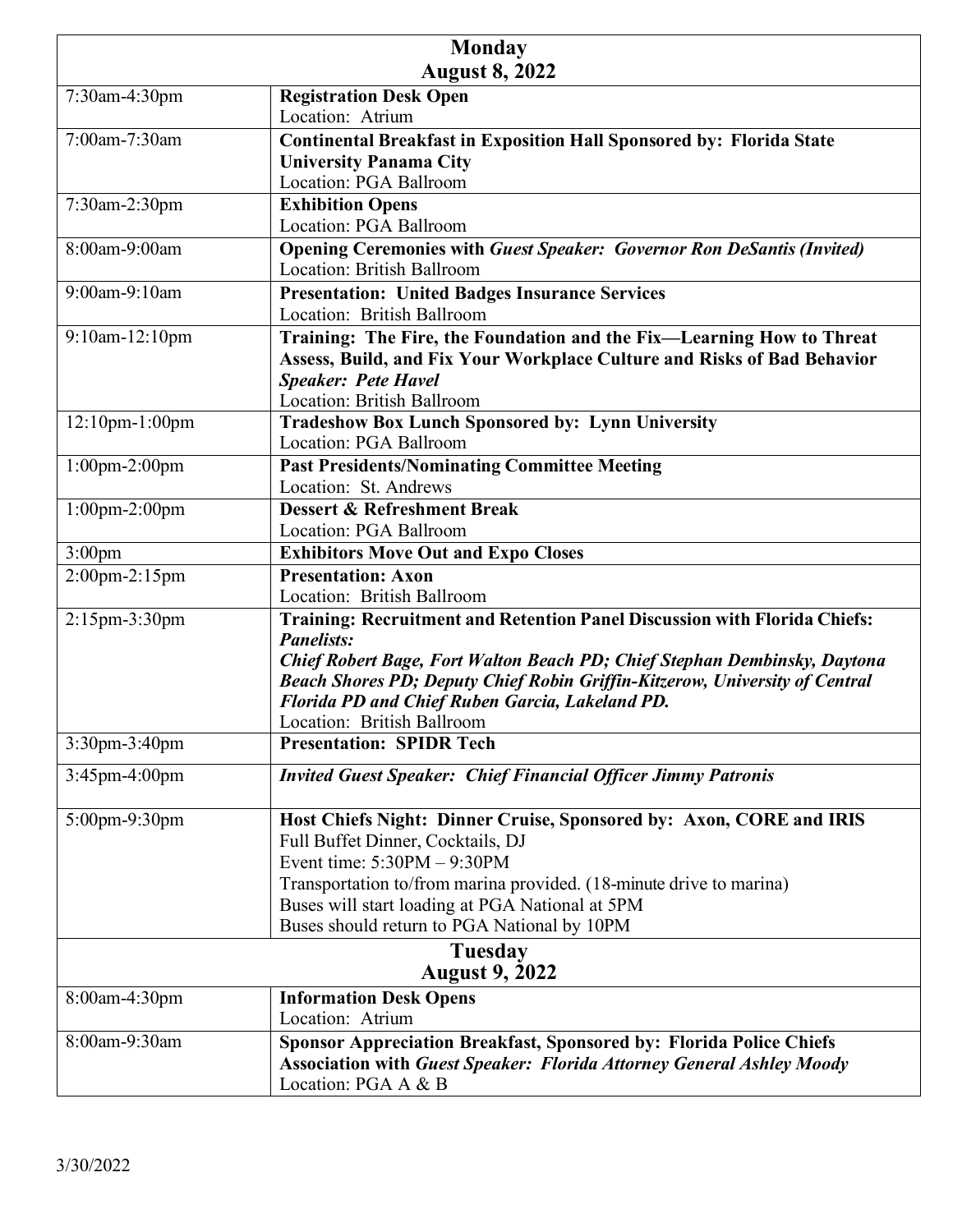| Monday<br>August 8, 2022 | |
|---|---|
| 7:30am-4:30pm | **Registration Desk Open**<br>Location: Atrium |
| 7:00am-7:30am | **Continental Breakfast in Exposition Hall Sponsored by: Florida State University Panama City**<br>Location: PGA Ballroom |
| 7:30am-2:30pm | **Exhibition Opens**<br>Location: PGA Ballroom |
| 8:00am-9:00am | **Opening Ceremonies with *Guest Speaker: Governor Ron DeSantis (Invited)***<br>Location: British Ballroom |
| 9:00am-9:10am | **Presentation: United Badges Insurance Services**<br>Location: British Ballroom |
| 9:10am-12:10pm | **Training: The Fire, the Foundation and the Fix—Learning How to Threat Assess, Build, and Fix Your Workplace Culture and Risks of Bad Behavior**<br>***Speaker: Pete Havel***<br>Location: British Ballroom |
| 12:10pm-1:00pm | **Tradeshow Box Lunch Sponsored by: Lynn University**<br>Location: PGA Ballroom |
| 1:00pm-2:00pm | **Past Presidents/Nominating Committee Meeting**<br>Location: St. Andrews |
| 1:00pm-2:00pm | **Dessert & Refreshment Break**<br>Location: PGA Ballroom |
| 3:00pm | **Exhibitors Move Out and Expo Closes** |
| 2:00pm-2:15pm | **Presentation: Axon**<br>Location: British Ballroom |
| 2:15pm-3:30pm | **Training: Recruitment and Retention Panel Discussion with Florida Chiefs:**<br>***Panelists:***<br>***Chief Robert Bage, Fort Walton Beach PD; Chief Stephan Dembinsky, Daytona Beach Shores PD; Deputy Chief Robin Griffin-Kitzerow, University of Central Florida PD and Chief Ruben Garcia, Lakeland PD.***<br>Location: British Ballroom |
| 3:30pm-3:40pm | **Presentation: SPIDR Tech** |
| 3:45pm-4:00pm | ***Invited Guest Speaker: Chief Financial Officer Jimmy Patronis*** |
| 5:00pm-9:30pm | **Host Chiefs Night: Dinner Cruise, Sponsored by: Axon, CORE and IRIS**<br>Full Buffet Dinner, Cocktails, DJ<br>Event time: 5:30PM – 9:30PM<br>Transportation to/from marina provided. (18-minute drive to marina)<br>Buses will start loading at PGA National at 5PM<br>Buses should return to PGA National by 10PM |
| **Tuesday<br>August 9, 2022** | |
| 8:00am-4:30pm | **Information Desk Opens**<br>Location: Atrium |
| 8:00am-9:30am | **Sponsor Appreciation Breakfast, Sponsored by: Florida Police Chiefs Association with *Guest Speaker: Florida Attorney General Ashley Moody***<br>Location: PGA A & B |

3/30/2022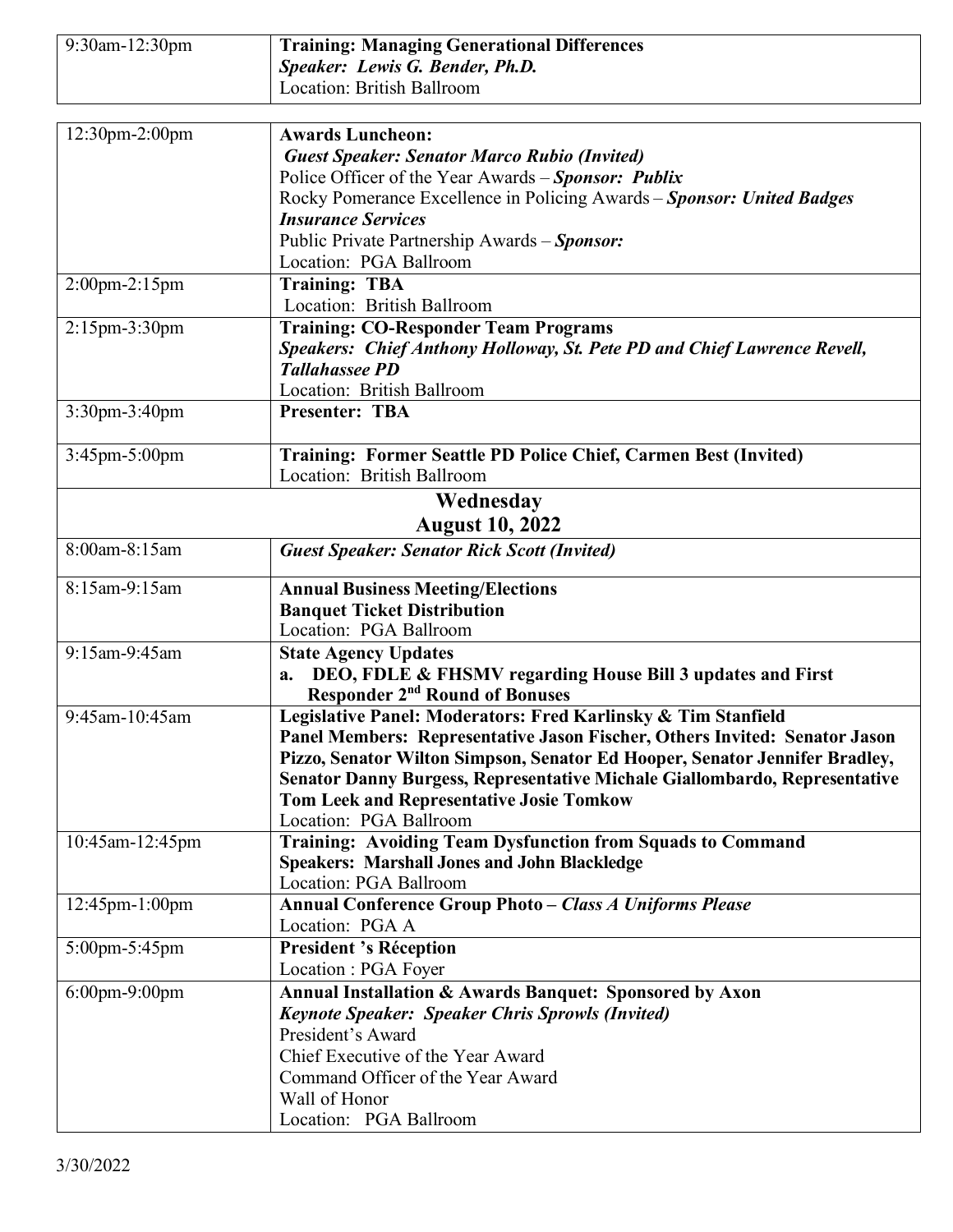| 9:30am-12:30pm | **Training: Managing Generational Differences**<br>***Speaker: Lewis G. Bender, Ph.D.***<br>Location: British Ballroom |
|---|---|

| 12:30pm-2:00pm | **Awards Luncheon:**<br>***Guest Speaker: Senator Marco Rubio (Invited)***<br>Police Officer of the Year Awards – ***Sponsor: Publix***<br>Rocky Pomerance Excellence in Policing Awards – ***Sponsor: United Badges Insurance Services***<br>Public Private Partnership Awards – ***Sponsor:***<br>Location: PGA Ballroom |
|---|---|
| 2:00pm-2:15pm | **Training: TBA**<br>Location: British Ballroom |
| 2:15pm-3:30pm | **Training: CO-Responder Team Programs**<br>***Speakers: Chief Anthony Holloway, St. Pete PD and Chief Lawrence Revell, Tallahassee PD***<br>Location: British Ballroom |
| 3:30pm-3:40pm | **Presenter: TBA** |
| 3:45pm-5:00pm | **Training: Former Seattle PD Police Chief, Carmen Best (Invited)**<br>Location: British Ballroom |
| **Wednesday August 10, 2022** | |
| 8:00am-8:15am | ***Guest Speaker: Senator Rick Scott (Invited)*** |
| 8:15am-9:15am | **Annual Business Meeting/Elections**<br>**Banquet Ticket Distribution**<br>Location: PGA Ballroom |
| 9:15am-9:45am | **State Agency Updates**<br>**a. DEO, FDLE & FHSMV regarding House Bill 3 updates and First Responder 2nd Round of Bonuses** |
| 9:45am-10:45am | **Legislative Panel: Moderators: Fred Karlinsky & Tim Stanfield**<br>**Panel Members: Representative Jason Fischer, Others Invited: Senator Jason Pizzo, Senator Wilton Simpson, Senator Ed Hooper, Senator Jennifer Bradley, Senator Danny Burgess, Representative Michale Giallombardo, Representative Tom Leek and Representative Josie Tomkow**<br>Location: PGA Ballroom |
| 10:45am-12:45pm | **Training: Avoiding Team Dysfunction from Squads to Command**<br>**Speakers: Marshall Jones and John Blackledge**<br>Location: PGA Ballroom |
| 12:45pm-1:00pm | **Annual Conference Group Photo – *Class A Uniforms Please***<br>Location: PGA A |
| 5:00pm-5:45pm | **President 's Réception**<br>Location : PGA Foyer |
| 6:00pm-9:00pm | **Annual Installation & Awards Banquet: Sponsored by Axon**<br>***Keynote Speaker: Speaker Chris Sprowls (Invited)***<br>President's Award<br>Chief Executive of the Year Award<br>Command Officer of the Year Award<br>Wall of Honor<br>Location: PGA Ballroom |

3/30/2022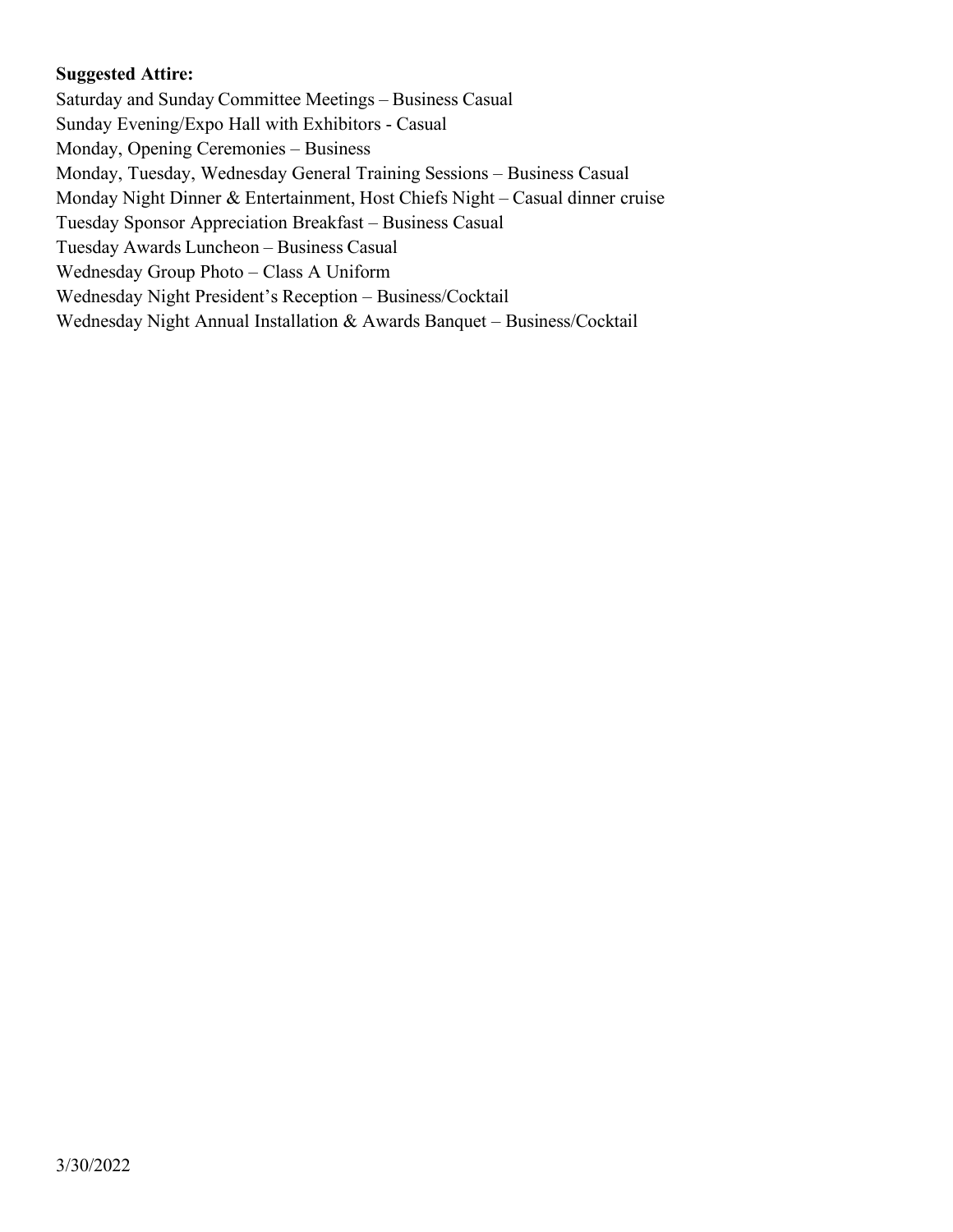**Suggested Attire:**

Saturday and Sunday Committee Meetings – Business Casual
Sunday Evening/Expo Hall with Exhibitors - Casual
Monday, Opening Ceremonies – Business
Monday, Tuesday, Wednesday General Training Sessions – Business Casual
Monday Night Dinner & Entertainment, Host Chiefs Night – Casual dinner cruise
Tuesday Sponsor Appreciation Breakfast – Business Casual
Tuesday Awards Luncheon – Business Casual
Wednesday Group Photo – Class A Uniform
Wednesday Night President's Reception – Business/Cocktail
Wednesday Night Annual Installation & Awards Banquet – Business/Cocktail

3/30/2022